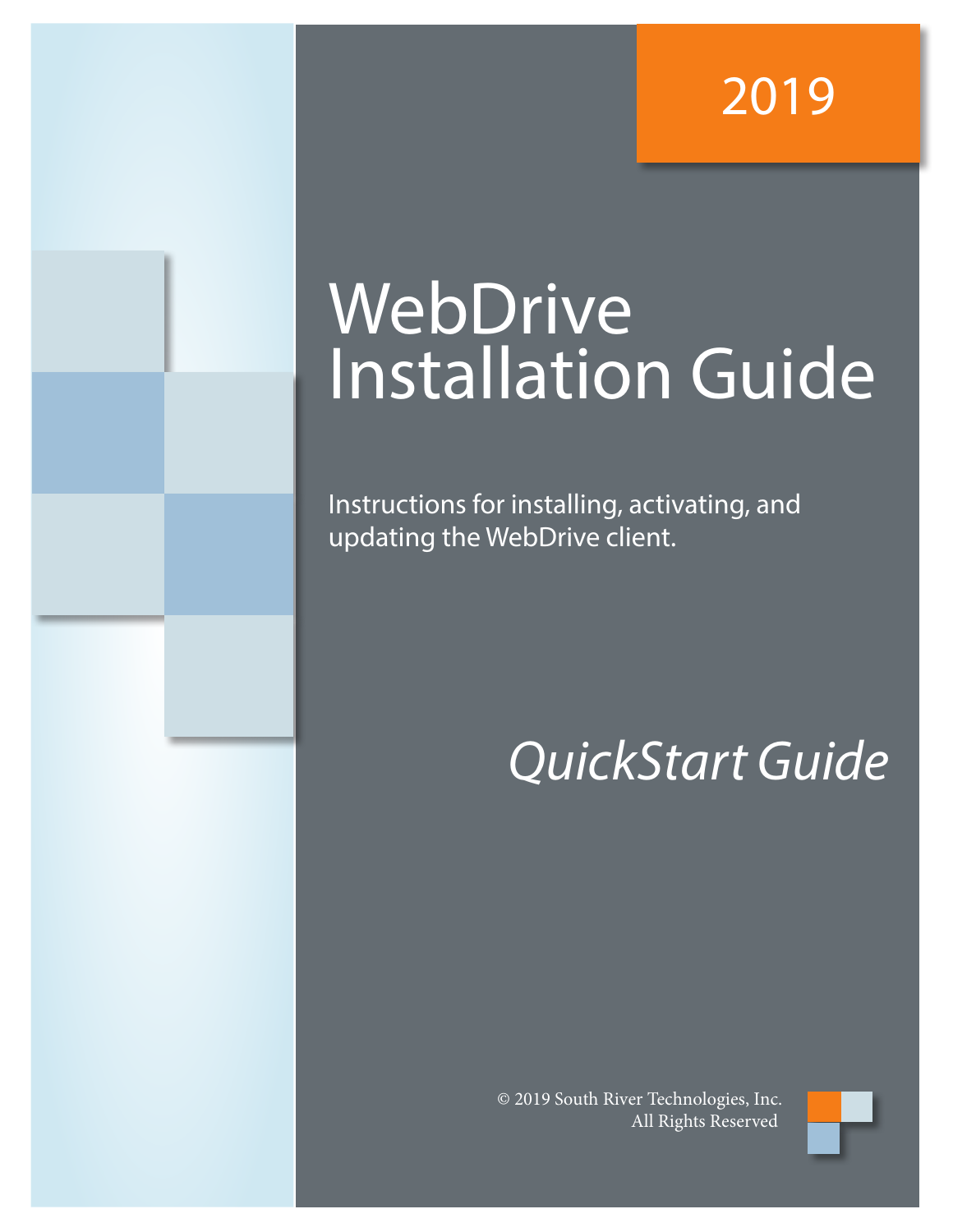2019

# WebDrive Installation Guide

Instructions for installing, activating, and updating the WebDrive client.

*QuickStart Guide*

© 2019 South River Technologies, Inc.
All Rights Reserved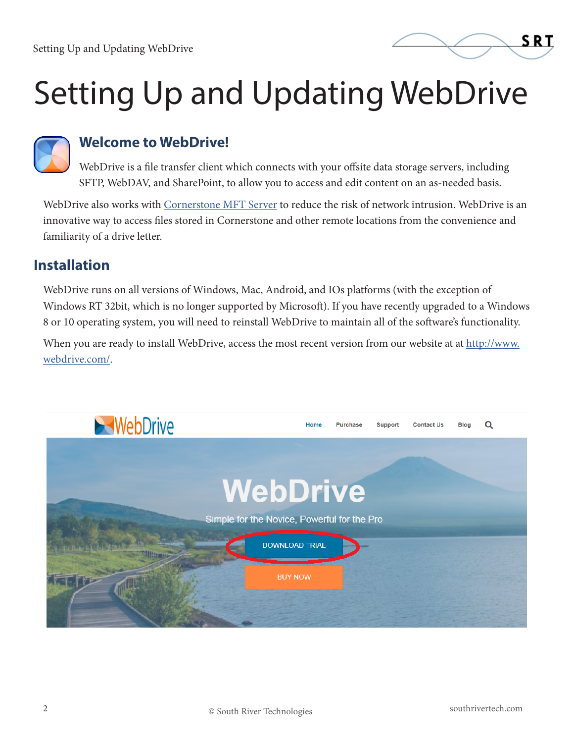# Setting Up and Updating WebDrive

## Welcome to WebDrive!

WebDrive is a file transfer client which connects with your offsite data storage servers, including SFTP, WebDAV, and SharePoint, to allow you to access and edit content on an as-needed basis.

WebDrive also works with Cornerstone MFT Server to reduce the risk of network intrusion. WebDrive is an innovative way to access files stored in Cornerstone and other remote locations from the convenience and familiarity of a drive letter.

## Installation

WebDrive runs on all versions of Windows, Mac, Android, and IOs platforms (with the exception of Windows RT 32bit, which is no longer supported by Microsoft). If you have recently upgraded to a Windows 8 or 10 operating system, you will need to reinstall WebDrive to maintain all of the software's functionality.

When you are ready to install WebDrive, access the most recent version from our website at at http://www.webdrive.com/.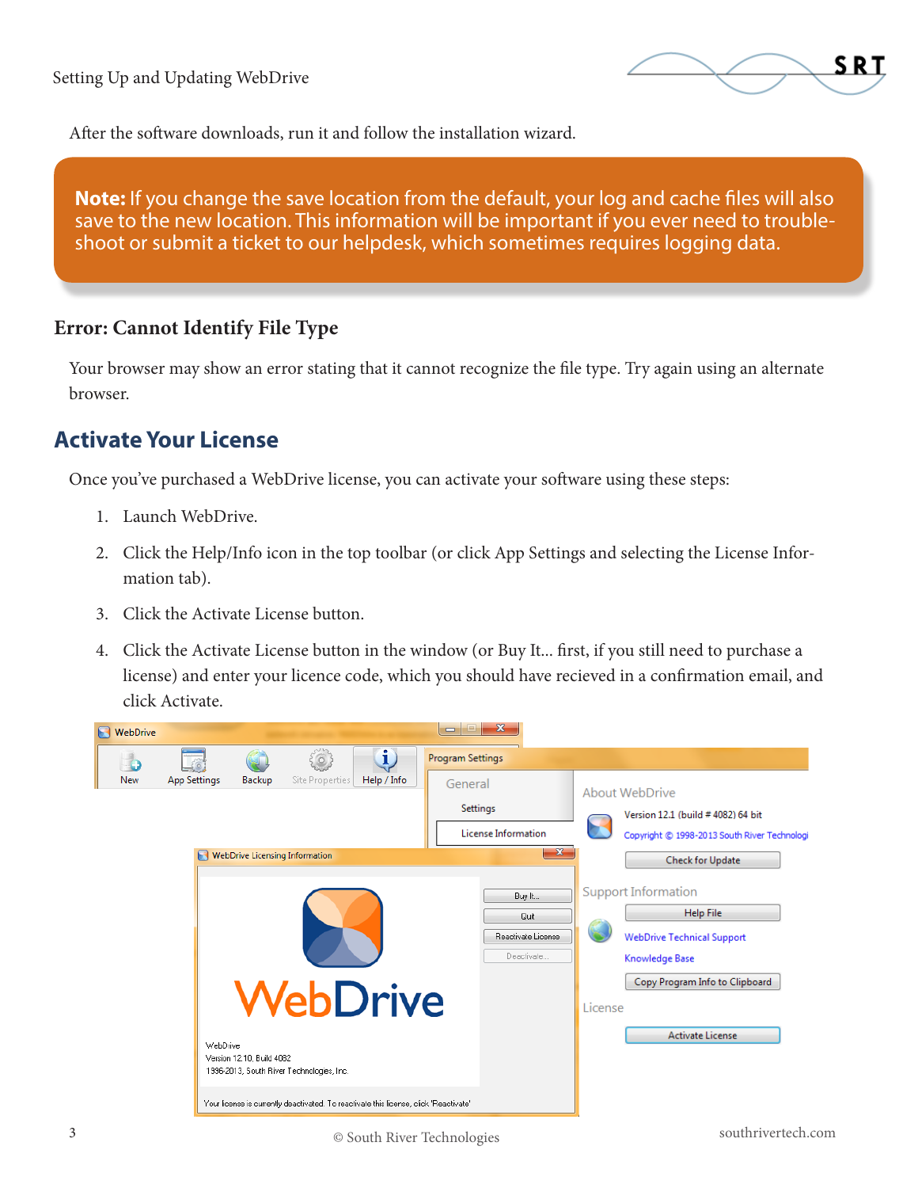After the software downloads, run it and follow the installation wizard.

**Note:** If you change the save location from the default, your log and cache files will also save to the new location. This information will be important if you ever need to trouble-shoot or submit a ticket to our helpdesk, which sometimes requires logging data.

### Error: Cannot Identify File Type

Your browser may show an error stating that it cannot recognize the file type. Try again using an alternate browser.

## Activate Your License

Once you've purchased a WebDrive license, you can activate your software using these steps:

1. Launch WebDrive.
2. Click the Help/Info icon in the top toolbar (or click App Settings and selecting the License Information tab).
3. Click the Activate License button.
4. Click the Activate License button in the window (or Buy It... first, if you still need to purchase a license) and enter your licence code, which you should have recieved in a confirmation email, and click Activate.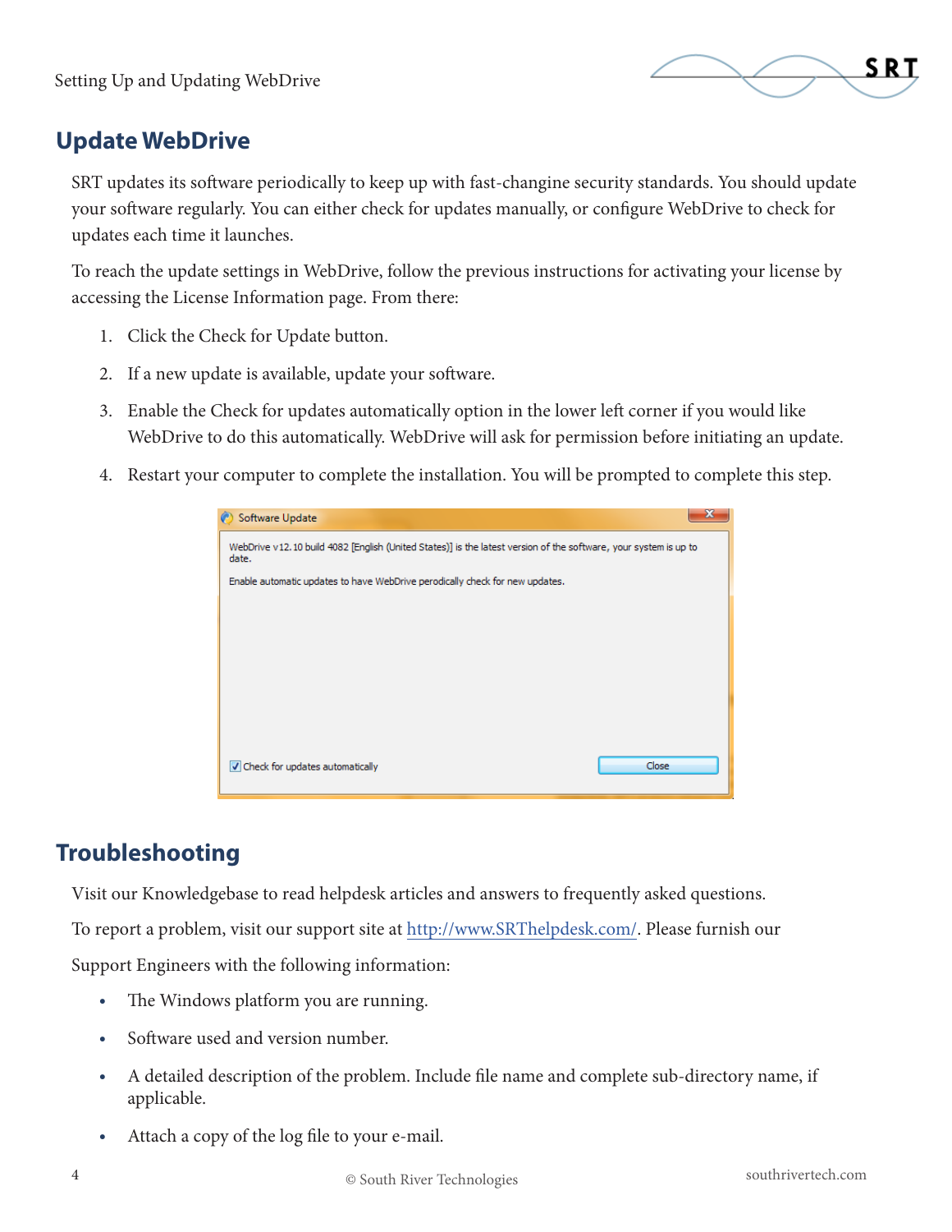## Update WebDrive

SRT updates its software periodically to keep up with fast-changine security standards. You should update your software regularly. You can either check for updates manually, or configure WebDrive to check for updates each time it launches.

To reach the update settings in WebDrive, follow the previous instructions for activating your license by accessing the License Information page. From there:

1. Click the Check for Update button.
2. If a new update is available, update your software.
3. Enable the Check for updates automatically option in the lower left corner if you would like WebDrive to do this automatically. WebDrive will ask for permission before initiating an update.
4. Restart your computer to complete the installation. You will be prompted to complete this step.

## Troubleshooting

Visit our Knowledgebase to read helpdesk articles and answers to frequently asked questions.

To report a problem, visit our support site at http://www.SRThelpdesk.com/. Please furnish our Support Engineers with the following information:

- The Windows platform you are running.
- Software used and version number.
- A detailed description of the problem. Include file name and complete sub-directory name, if applicable.
- Attach a copy of the log file to your e-mail.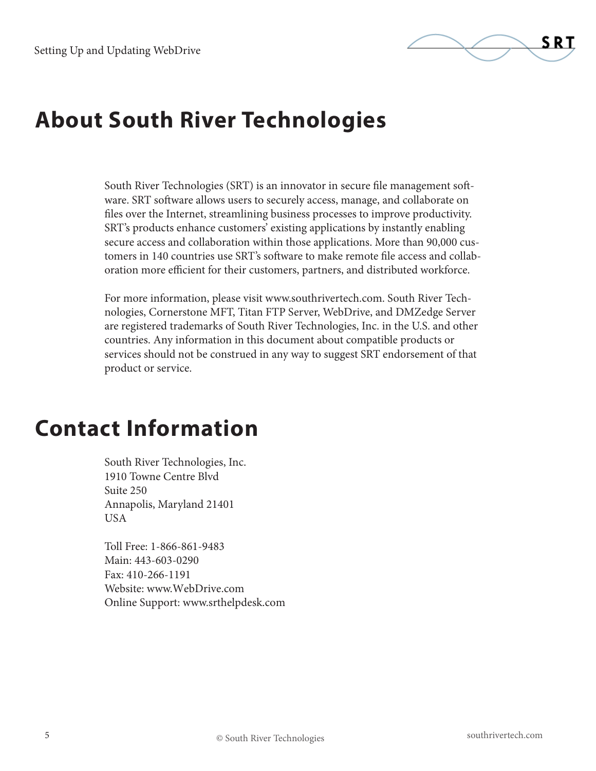# About South River Technologies

South River Technologies (SRT) is an innovator in secure file management software. SRT software allows users to securely access, manage, and collaborate on files over the Internet, streamlining business processes to improve productivity. SRT's products enhance customers' existing applications by instantly enabling secure access and collaboration within those applications. More than 90,000 customers in 140 countries use SRT's software to make remote file access and collaboration more efficient for their customers, partners, and distributed workforce.

For more information, please visit www.southrivertech.com. South River Technologies, Cornerstone MFT, Titan FTP Server, WebDrive, and DMZedge Server are registered trademarks of South River Technologies, Inc. in the U.S. and other countries. Any information in this document about compatible products or services should not be construed in any way to suggest SRT endorsement of that product or service.

# Contact Information

South River Technologies, Inc.
1910 Towne Centre Blvd
Suite 250
Annapolis, Maryland 21401
USA

Toll Free: 1-866-861-9483
Main: 443-603-0290
Fax: 410-266-1191
Website: www.WebDrive.com
Online Support: www.srthelpdesk.com